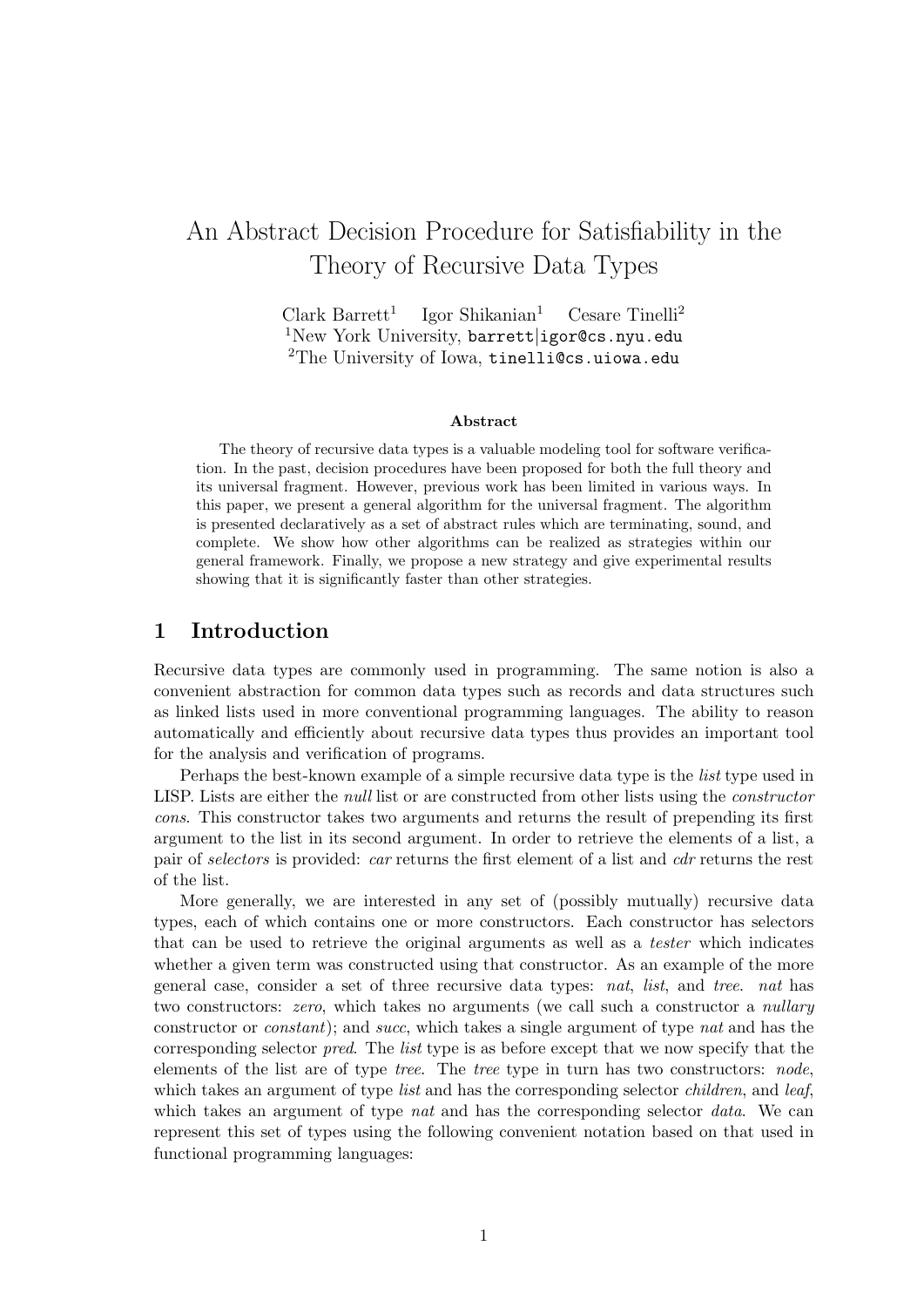# An Abstract Decision Procedure for Satisfiability in the Theory of Recursive Data Types

Clark Barrett[1] Igor Shikanian[1] Cesare Tinelli[2]

[1]New York University, barrett|igor@cs.nyu.edu

[2]The University of Iowa, tinelli@cs.uiowa.edu

### Abstract

The theory of recursive data types is a valuable modeling tool for software verification. In the past, decision procedures have been proposed for both the full theory and its universal fragment. However, previous work has been limited in various ways. In this paper, we present a general algorithm for the universal fragment. The algorithm is presented declaratively as a set of abstract rules which are terminating, sound, and complete. We show how other algorithms can be realized as strategies within our general framework. Finally, we propose a new strategy and give experimental results showing that it is significantly faster than other strategies.

## 1 Introduction

Recursive data types are commonly used in programming. The same notion is also a convenient abstraction for common data types such as records and data structures such as linked lists used in more conventional programming languages. The ability to reason automatically and efficiently about recursive data types thus provides an important tool for the analysis and verification of programs.

Perhaps the best-known example of a simple recursive data type is the *list* type used in LISP. Lists are either the *null* list or are constructed from other lists using the *constructor cons*. This constructor takes two arguments and returns the result of prepending its first argument to the list in its second argument. In order to retrieve the elements of a list, a pair of *selectors* is provided: *car* returns the first element of a list and *cdr* returns the rest of the list.

More generally, we are interested in any set of (possibly mutually) recursive data types, each of which contains one or more constructors. Each constructor has selectors that can be used to retrieve the original arguments as well as a *tester* which indicates whether a given term was constructed using that constructor. As an example of the more general case, consider a set of three recursive data types: *nat*, *list*, and *tree*. *nat* has two constructors: *zero*, which takes no arguments (we call such a constructor a *nullary* constructor or *constant*); and *succ*, which takes a single argument of type *nat* and has the corresponding selector *pred*. The *list* type is as before except that we now specify that the elements of the list are of type *tree*. The *tree* type in turn has two constructors: *node*, which takes an argument of type *list* and has the corresponding selector *children*, and *leaf*, which takes an argument of type *nat* and has the corresponding selector *data*. We can represent this set of types using the following convenient notation based on that used in functional programming languages: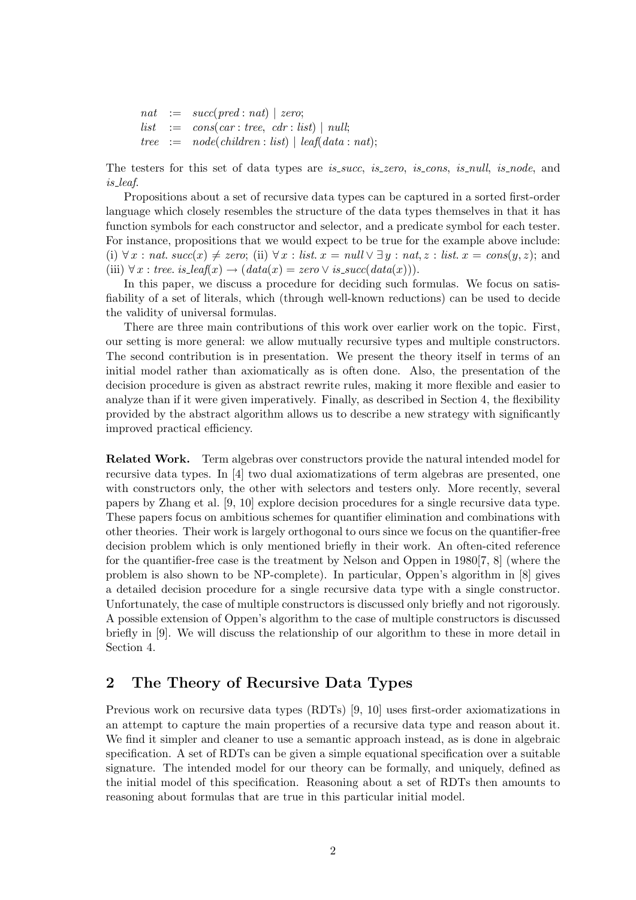$$
\begin{aligned}
nat &:= succ(pred : nat) \mid zero; \\
list &:= cons(car : tree,\ cdr : list) \mid null; \\
tree &:= node(children : list) \mid leaf(data : nat);
\end{aligned}
$$

The testers for this set of data types are *is_succ*, *is_zero*, *is_cons*, *is_null*, *is_node*, and *is_leaf*.

Propositions about a set of recursive data types can be captured in a sorted first-order language which closely resembles the structure of the data types themselves in that it has function symbols for each constructor and selector, and a predicate symbol for each tester. For instance, propositions that we would expect to be true for the example above include: (i) $\forall\, x : nat.\ succ(x) \neq zero$; (ii) $\forall\, x : list.\ x = null \vee \exists\, y : nat, z : list.\ x = cons(y, z)$; and (iii) $\forall\, x : tree.\ is\_leaf(x) \rightarrow (data(x) = zero \vee is\_succ(data(x)))$.

In this paper, we discuss a procedure for deciding such formulas. We focus on satisfiability of a set of literals, which (through well-known reductions) can be used to decide the validity of universal formulas.

There are three main contributions of this work over earlier work on the topic. First, our setting is more general: we allow mutually recursive types and multiple constructors. The second contribution is in presentation. We present the theory itself in terms of an initial model rather than axiomatically as is often done. Also, the presentation of the decision procedure is given as abstract rewrite rules, making it more flexible and easier to analyze than if it were given imperatively. Finally, as described in Section 4, the flexibility provided by the abstract algorithm allows us to describe a new strategy with significantly improved practical efficiency.

**Related Work.** Term algebras over constructors provide the natural intended model for recursive data types. In [4] two dual axiomatizations of term algebras are presented, one with constructors only, the other with selectors and testers only. More recently, several papers by Zhang et al. [9, 10] explore decision procedures for a single recursive data type. These papers focus on ambitious schemes for quantifier elimination and combinations with other theories. Their work is largely orthogonal to ours since we focus on the quantifier-free decision problem which is only mentioned briefly in their work. An often-cited reference for the quantifier-free case is the treatment by Nelson and Oppen in 1980[7, 8] (where the problem is also shown to be NP-complete). In particular, Oppen's algorithm in [8] gives a detailed decision procedure for a single recursive data type with a single constructor. Unfortunately, the case of multiple constructors is discussed only briefly and not rigorously. A possible extension of Oppen's algorithm to the case of multiple constructors is discussed briefly in [9]. We will discuss the relationship of our algorithm to these in more detail in Section 4.

## 2 The Theory of Recursive Data Types

Previous work on recursive data types (RDTs) [9, 10] uses first-order axiomatizations in an attempt to capture the main properties of a recursive data type and reason about it. We find it simpler and cleaner to use a semantic approach instead, as is done in algebraic specification. A set of RDTs can be given a simple equational specification over a suitable signature. The intended model for our theory can be formally, and uniquely, defined as the initial model of this specification. Reasoning about a set of RDTs then amounts to reasoning about formulas that are true in this particular initial model.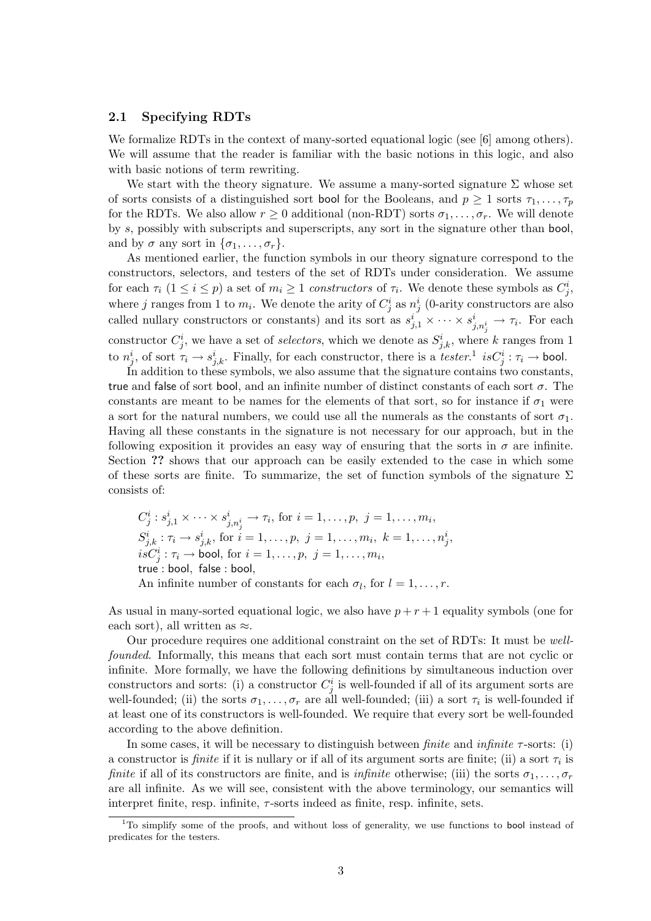### 2.1 Specifying RDTs

We formalize RDTs in the context of many-sorted equational logic (see [6] among others). We will assume that the reader is familiar with the basic notions in this logic, and also with basic notions of term rewriting.

We start with the theory signature. We assume a many-sorted signature $\Sigma$ whose set of sorts consists of a distinguished sort $\mathsf{bool}$ for the Booleans, and $p \geq 1$ sorts $\tau_1, \ldots, \tau_p$ for the RDTs. We also allow $r \geq 0$ additional (non-RDT) sorts $\sigma_1, \ldots, \sigma_r$. We will denote by $s$, possibly with subscripts and superscripts, any sort in the signature other than $\mathsf{bool}$, and by $\sigma$ any sort in $\{\sigma_1, \ldots, \sigma_r\}$.

As mentioned earlier, the function symbols in our theory signature correspond to the constructors, selectors, and testers of the set of RDTs under consideration. We assume for each $\tau_i$ ($1 \leq i \leq p$) a set of $m_i \geq 1$ *constructors* of $\tau_i$. We denote these symbols as $C^i_j$, where $j$ ranges from 1 to $m_i$. We denote the arity of $C^i_j$ as $n^i_j$ (0-arity constructors are also called nullary constructors or constants) and its sort as $s^i_{j,1} \times \cdots \times s^i_{j,n^i_j} \to \tau_i$. For each constructor $C^i_j$, we have a set of *selectors*, which we denote as $S^i_{j,k}$, where $k$ ranges from 1 to $n^i_j$, of sort $\tau_i \to s^i_{j,k}$. Finally, for each constructor, there is a *tester*.[1] $isC^i_j : \tau_i \to \mathsf{bool}$.

In addition to these symbols, we also assume that the signature contains two constants, $\mathsf{true}$ and $\mathsf{false}$ of sort $\mathsf{bool}$, and an infinite number of distinct constants of each sort $\sigma$. The constants are meant to be names for the elements of that sort, so for instance if $\sigma_1$ were a sort for the natural numbers, we could use all the numerals as the constants of sort $\sigma_1$. Having all these constants in the signature is not necessary for our approach, but in the following exposition it provides an easy way of ensuring that the sorts in $\sigma$ are infinite. Section **??** shows that our approach can be easily extended to the case in which some of these sorts are finite. To summarize, the set of function symbols of the signature $\Sigma$ consists of:

$C^i_j : s^i_{j,1} \times \cdots \times s^i_{j,n^i_j} \to \tau_i$, for $i = 1, \ldots, p,\ j = 1, \ldots, m_i$,
$S^i_{j,k} : \tau_i \to s^i_{j,k}$, for $i = 1, \ldots, p,\ j = 1, \ldots, m_i,\ k = 1, \ldots, n^i_j$,
$isC^i_j : \tau_i \to \mathsf{bool}$, for $i = 1, \ldots, p,\ j = 1, \ldots, m_i$,
$\mathsf{true} : \mathsf{bool},\ \mathsf{false} : \mathsf{bool}$,
An infinite number of constants for each $\sigma_l$, for $l = 1, \ldots, r$.

As usual in many-sorted equational logic, we also have $p + r + 1$ equality symbols (one for each sort), all written as $\approx$.

Our procedure requires one additional constraint on the set of RDTs: It must be *well-founded*. Informally, this means that each sort must contain terms that are not cyclic or infinite. More formally, we have the following definitions by simultaneous induction over constructors and sorts: (i) a constructor $C^i_j$ is well-founded if all of its argument sorts are well-founded; (ii) the sorts $\sigma_1, \ldots, \sigma_r$ are all well-founded; (iii) a sort $\tau_i$ is well-founded if at least one of its constructors is well-founded. We require that every sort be well-founded according to the above definition.

In some cases, it will be necessary to distinguish between *finite* and *infinite* $\tau$-sorts: (i) a constructor is *finite* if it is nullary or if all of its argument sorts are finite; (ii) a sort $\tau_i$ is *finite* if all of its constructors are finite, and is *infinite* otherwise; (iii) the sorts $\sigma_1, \ldots, \sigma_r$ are all infinite. As we will see, consistent with the above terminology, our semantics will interpret finite, resp. infinite, $\tau$-sorts indeed as finite, resp. infinite, sets.

---

[1] To simplify some of the proofs, and without loss of generality, we use functions to $\mathsf{bool}$ instead of predicates for the testers.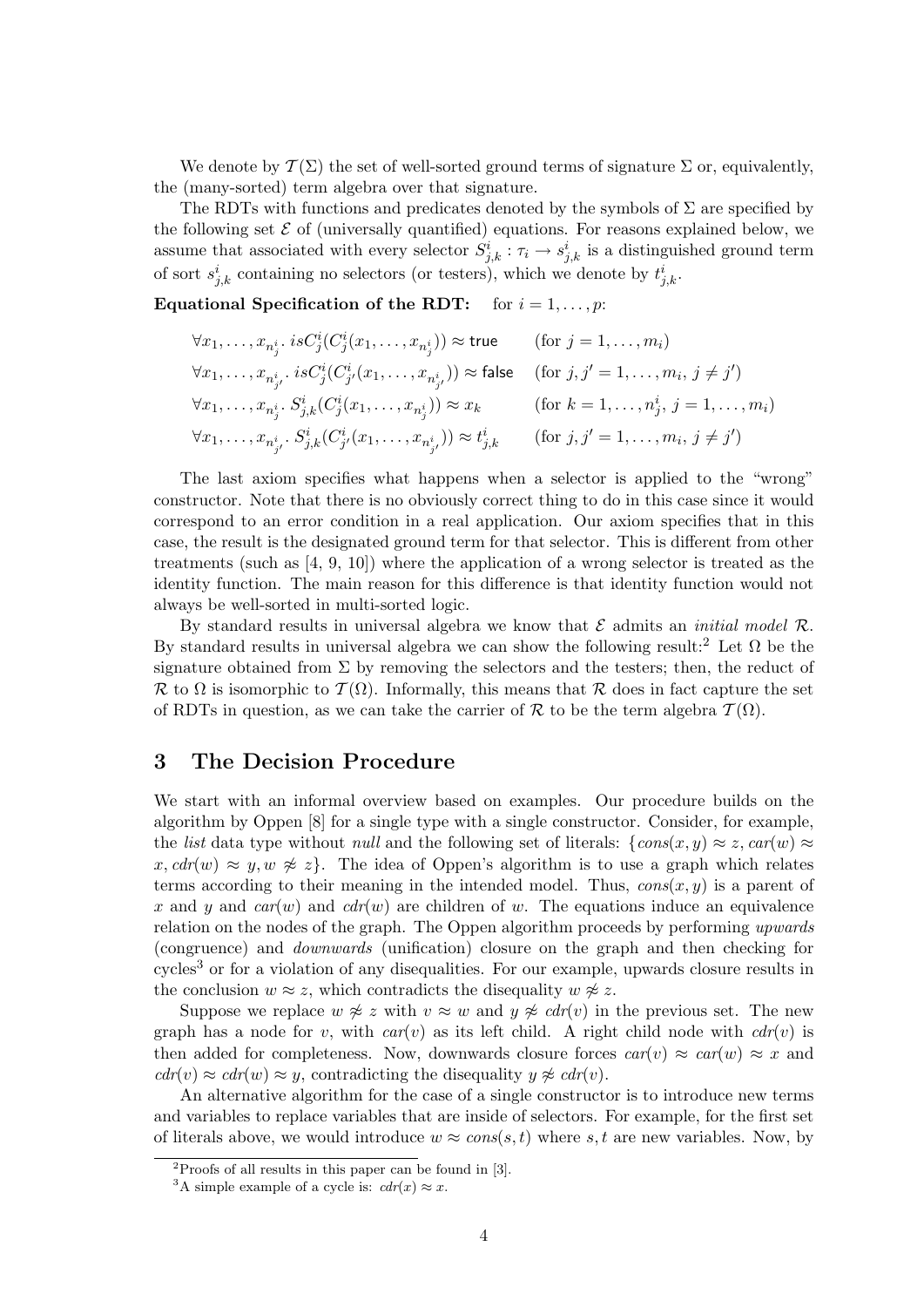We denote by $\mathcal{T}(\Sigma)$ the set of well-sorted ground terms of signature $\Sigma$ or, equivalently, the (many-sorted) term algebra over that signature.

The RDTs with functions and predicates denoted by the symbols of $\Sigma$ are specified by the following set $\mathcal{E}$ of (universally quantified) equations. For reasons explained below, we assume that associated with every selector $S^i_{j,k} : \tau_i \to s^i_{j,k}$ is a distinguished ground term of sort $s^i_{j,k}$ containing no selectors (or testers), which we denote by $t^i_{j,k}$.

**Equational Specification of the RDT:** for $i = 1, \ldots, p$:

$$
\begin{array}{ll}
\forall x_1, \ldots, x_{n^i_j}.\ isC^i_j(C^i_j(x_1, \ldots, x_{n^i_j})) \approx \mathsf{true} & (\text{for } j = 1, \ldots, m_i) \\
\forall x_1, \ldots, x_{n^i_{j'}}.\ isC^i_j(C^i_{j'}(x_1, \ldots, x_{n^i_{j'}})) \approx \mathsf{false} & (\text{for } j, j' = 1, \ldots, m_i,\ j \neq j') \\
\forall x_1, \ldots, x_{n^i_j}.\ S^i_{j,k}(C^i_j(x_1, \ldots, x_{n^i_j})) \approx x_k & (\text{for } k = 1, \ldots, n^i_j,\ j = 1, \ldots, m_i) \\
\forall x_1, \ldots, x_{n^i_{j'}}.\ S^i_{j,k}(C^i_{j'}(x_1, \ldots, x_{n^i_{j'}})) \approx t^i_{j,k} & (\text{for } j, j' = 1, \ldots, m_i,\ j \neq j')
\end{array}
$$

The last axiom specifies what happens when a selector is applied to the "wrong" constructor. Note that there is no obviously correct thing to do in this case since it would correspond to an error condition in a real application. Our axiom specifies that in this case, the result is the designated ground term for that selector. This is different from other treatments (such as [4, 9, 10]) where the application of a wrong selector is treated as the identity function. The main reason for this difference is that identity function would not always be well-sorted in multi-sorted logic.

By standard results in universal algebra we know that $\mathcal{E}$ admits an *initial model* $\mathcal{R}$. By standard results in universal algebra we can show the following result:[2] Let $\Omega$ be the signature obtained from $\Sigma$ by removing the selectors and the testers; then, the reduct of $\mathcal{R}$ to $\Omega$ is isomorphic to $\mathcal{T}(\Omega)$. Informally, this means that $\mathcal{R}$ does in fact capture the set of RDTs in question, as we can take the carrier of $\mathcal{R}$ to be the term algebra $\mathcal{T}(\Omega)$.

## 3 The Decision Procedure

We start with an informal overview based on examples. Our procedure builds on the algorithm by Oppen [8] for a single type with a single constructor. Consider, for example, the *list* data type without *null* and the following set of literals: $\{cons(x, y) \approx z, car(w) \approx x, cdr(w) \approx y, w \not\approx z\}$. The idea of Oppen's algorithm is to use a graph which relates terms according to their meaning in the intended model. Thus, $cons(x, y)$ is a parent of $x$ and $y$ and $car(w)$ and $cdr(w)$ are children of $w$. The equations induce an equivalence relation on the nodes of the graph. The Oppen algorithm proceeds by performing *upwards* (congruence) and *downwards* (unification) closure on the graph and then checking for cycles[3] or for a violation of any disequalities. For our example, upwards closure results in the conclusion $w \approx z$, which contradicts the disequality $w \not\approx z$.

Suppose we replace $w \not\approx z$ with $v \approx w$ and $y \not\approx cdr(v)$ in the previous set. The new graph has a node for $v$, with $car(v)$ as its left child. A right child node with $cdr(v)$ is then added for completeness. Now, downwards closure forces $car(v) \approx car(w) \approx x$ and $cdr(v) \approx cdr(w) \approx y$, contradicting the disequality $y \not\approx cdr(v)$.

An alternative algorithm for the case of a single constructor is to introduce new terms and variables to replace variables that are inside of selectors. For example, for the first set of literals above, we would introduce $w \approx cons(s, t)$ where $s, t$ are new variables. Now, by

---

[2] Proofs of all results in this paper can be found in [3].

[3] A simple example of a cycle is: $cdr(x) \approx x$.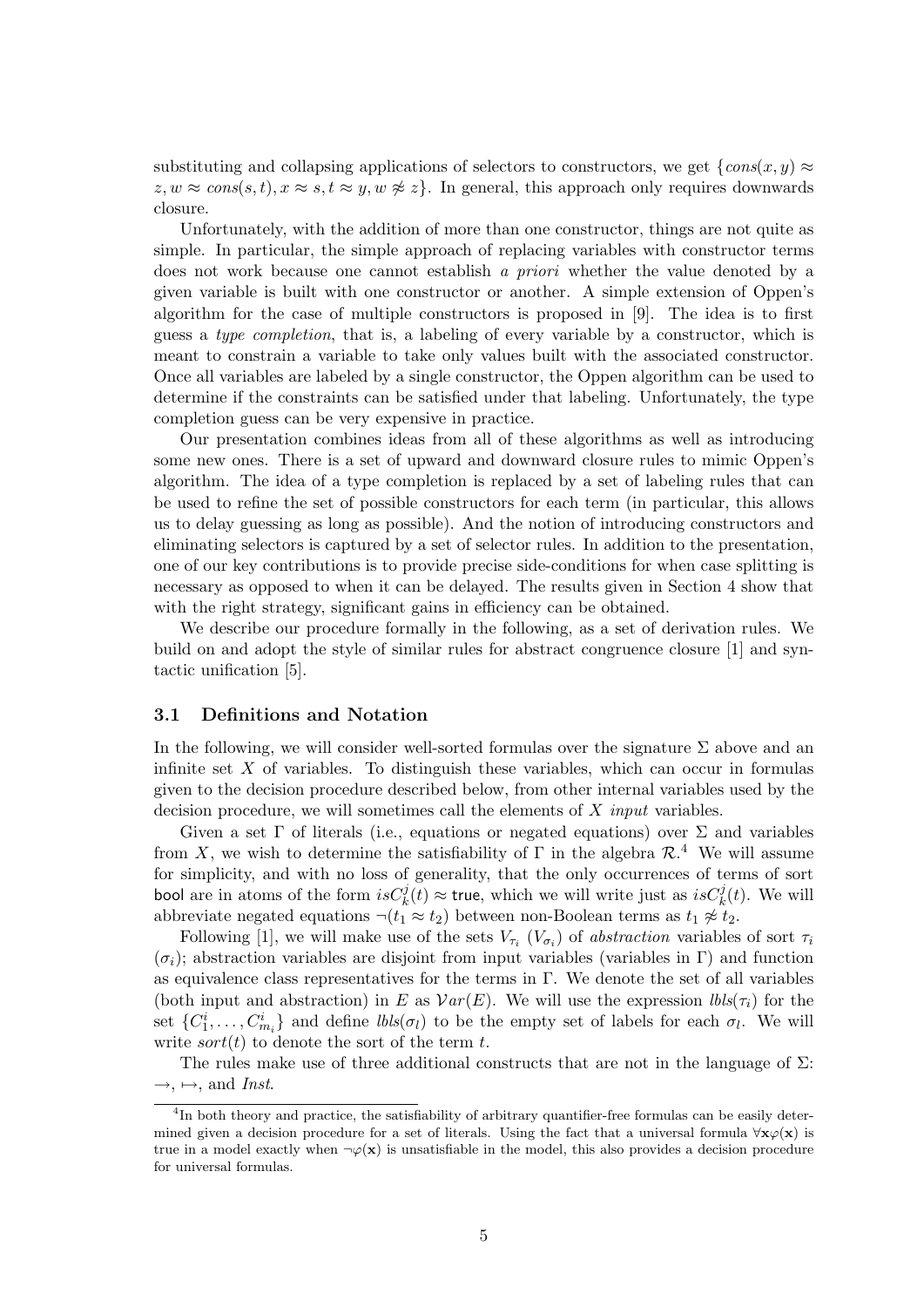substituting and collapsing applications of selectors to constructors, we get $\{cons(x, y) \approx z, w \approx cons(s, t), x \approx s, t \approx y, w \not\approx z\}$. In general, this approach only requires downwards closure.

Unfortunately, with the addition of more than one constructor, things are not quite as simple. In particular, the simple approach of replacing variables with constructor terms does not work because one cannot establish *a priori* whether the value denoted by a given variable is built with one constructor or another. A simple extension of Oppen's algorithm for the case of multiple constructors is proposed in [9]. The idea is to first guess a *type completion*, that is, a labeling of every variable by a constructor, which is meant to constrain a variable to take only values built with the associated constructor. Once all variables are labeled by a single constructor, the Oppen algorithm can be used to determine if the constraints can be satisfied under that labeling. Unfortunately, the type completion guess can be very expensive in practice.

Our presentation combines ideas from all of these algorithms as well as introducing some new ones. There is a set of upward and downward closure rules to mimic Oppen's algorithm. The idea of a type completion is replaced by a set of labeling rules that can be used to refine the set of possible constructors for each term (in particular, this allows us to delay guessing as long as possible). And the notion of introducing constructors and eliminating selectors is captured by a set of selector rules. In addition to the presentation, one of our key contributions is to provide precise side-conditions for when case splitting is necessary as opposed to when it can be delayed. The results given in Section 4 show that with the right strategy, significant gains in efficiency can be obtained.

We describe our procedure formally in the following, as a set of derivation rules. We build on and adopt the style of similar rules for abstract congruence closure [1] and syntactic unification [5].

### 3.1 Definitions and Notation

In the following, we will consider well-sorted formulas over the signature $\Sigma$ above and an infinite set $X$ of variables. To distinguish these variables, which can occur in formulas given to the decision procedure described below, from other internal variables used by the decision procedure, we will sometimes call the elements of $X$ *input* variables.

Given a set $\Gamma$ of literals (i.e., equations or negated equations) over $\Sigma$ and variables from $X$, we wish to determine the satisfiability of $\Gamma$ in the algebra $\mathcal{R}$.[4] We will assume for simplicity, and with no loss of generality, that the only occurrences of terms of sort $\mathsf{bool}$ are in atoms of the form $isC_k^j(t) \approx \mathsf{true}$, which we will write just as $isC_k^j(t)$. We will abbreviate negated equations $\neg(t_1 \approx t_2)$ between non-Boolean terms as $t_1 \not\approx t_2$.

Following [1], we will make use of the sets $V_{\tau_i}$ ($V_{\sigma_i}$) of *abstraction* variables of sort $\tau_i$ ($\sigma_i$); abstraction variables are disjoint from input variables (variables in $\Gamma$) and function as equivalence class representatives for the terms in $\Gamma$. We denote the set of all variables (both input and abstraction) in $E$ as $\mathcal{V}ar(E)$. We will use the expression $lbls(\tau_i)$ for the set $\{C_1^i, \ldots, C_{m_i}^i\}$ and define $lbls(\sigma_l)$ to be the empty set of labels for each $\sigma_l$. We will write $sort(t)$ to denote the sort of the term $t$.

The rules make use of three additional constructs that are not in the language of $\Sigma$: $\rightarrow$, $\mapsto$, and *Inst*.

[4] In both theory and practice, the satisfiability of arbitrary quantifier-free formulas can be easily determined given a decision procedure for a set of literals. Using the fact that a universal formula $\forall \mathbf{x} \varphi(\mathbf{x})$ is true in a model exactly when $\neg\varphi(\mathbf{x})$ is unsatisfiable in the model, this also provides a decision procedure for universal formulas.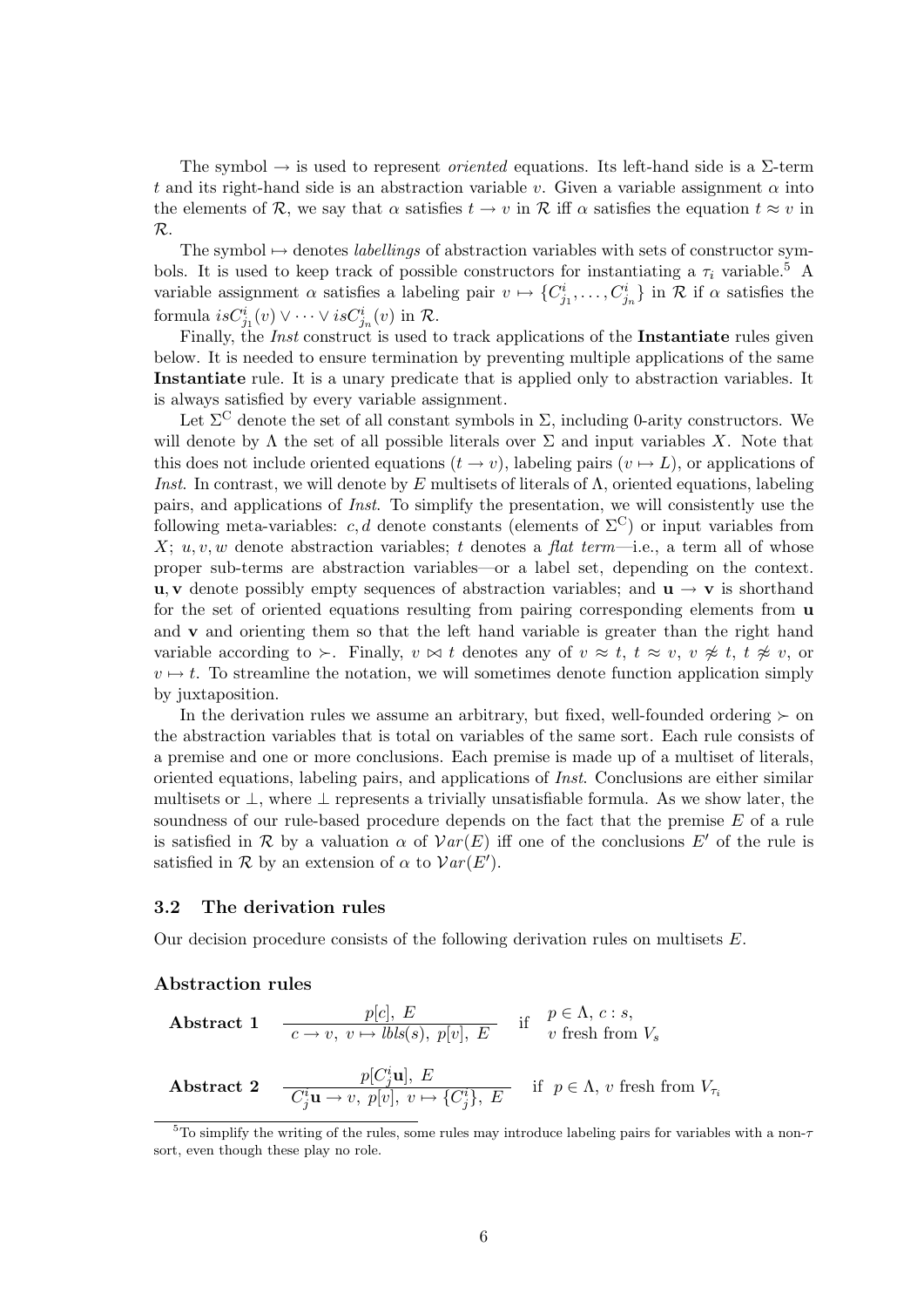The symbol $\to$ is used to represent *oriented* equations. Its left-hand side is a $\Sigma$-term $t$ and its right-hand side is an abstraction variable $v$. Given a variable assignment $\alpha$ into the elements of $\mathcal{R}$, we say that $\alpha$ satisfies $t \to v$ in $\mathcal{R}$ iff $\alpha$ satisfies the equation $t \approx v$ in $\mathcal{R}$.

The symbol $\mapsto$ denotes *labellings* of abstraction variables with sets of constructor symbols. It is used to keep track of possible constructors for instantiating a $\tau_i$ variable.[5] A variable assignment $\alpha$ satisfies a labeling pair $v \mapsto \{C^i_{j_1}, \ldots, C^i_{j_n}\}$ in $\mathcal{R}$ if $\alpha$ satisfies the formula $isC^i_{j_1}(v) \vee \cdots \vee isC^i_{j_n}(v)$ in $\mathcal{R}$.

Finally, the *Inst* construct is used to track applications of the **Instantiate** rules given below. It is needed to ensure termination by preventing multiple applications of the same **Instantiate** rule. It is a unary predicate that is applied only to abstraction variables. It is always satisfied by every variable assignment.

Let $\Sigma^{\mathrm{C}}$ denote the set of all constant symbols in $\Sigma$, including 0-arity constructors. We will denote by $\Lambda$ the set of all possible literals over $\Sigma$ and input variables $X$. Note that this does not include oriented equations ($t \to v$), labeling pairs ($v \mapsto L$), or applications of *Inst*. In contrast, we will denote by $E$ multisets of literals of $\Lambda$, oriented equations, labeling pairs, and applications of *Inst*. To simplify the presentation, we will consistently use the following meta-variables: $c, d$ denote constants (elements of $\Sigma^{\mathrm{C}}$) or input variables from $X$; $u, v, w$ denote abstraction variables; $t$ denotes a *flat term*—i.e., a term all of whose proper sub-terms are abstraction variables—or a label set, depending on the context. $\mathbf{u}, \mathbf{v}$ denote possibly empty sequences of abstraction variables; and $\mathbf{u} \to \mathbf{v}$ is shorthand for the set of oriented equations resulting from pairing corresponding elements from $\mathbf{u}$ and $\mathbf{v}$ and orienting them so that the left hand variable is greater than the right hand variable according to $\succ$. Finally, $v \bowtie t$ denotes any of $v \approx t$, $t \approx v$, $v \not\approx t$, $t \not\approx v$, or $v \mapsto t$. To streamline the notation, we will sometimes denote function application simply by juxtaposition.

In the derivation rules we assume an arbitrary, but fixed, well-founded ordering $\succ$ on the abstraction variables that is total on variables of the same sort. Each rule consists of a premise and one or more conclusions. Each premise is made up of a multiset of literals, oriented equations, labeling pairs, and applications of *Inst*. Conclusions are either similar multisets or $\bot$, where $\bot$ represents a trivially unsatisfiable formula. As we show later, the soundness of our rule-based procedure depends on the fact that the premise $E$ of a rule is satisfied in $\mathcal{R}$ by a valuation $\alpha$ of $\mathcal{V}ar(E)$ iff one of the conclusions $E'$ of the rule is satisfied in $\mathcal{R}$ by an extension of $\alpha$ to $\mathcal{V}ar(E')$.

### 3.2 The derivation rules

Our decision procedure consists of the following derivation rules on multisets $E$.

#### Abstraction rules

**Abstract 1** $\quad \dfrac{p[c],\ E}{c \to v,\ v \mapsto lbls(s),\ p[v],\ E} \quad$ if $p \in \Lambda$, $c : s$, $v$ fresh from $V_s$

**Abstract 2** $\quad \dfrac{p[C^i_j\mathbf{u}],\ E}{C^i_j\mathbf{u} \to v,\ p[v],\ v \mapsto \{C^i_j\},\ E} \quad$ if $p \in \Lambda$, $v$ fresh from $V_{\tau_i}$

[5] To simplify the writing of the rules, some rules may introduce labeling pairs for variables with a non-$\tau$ sort, even though these play no role.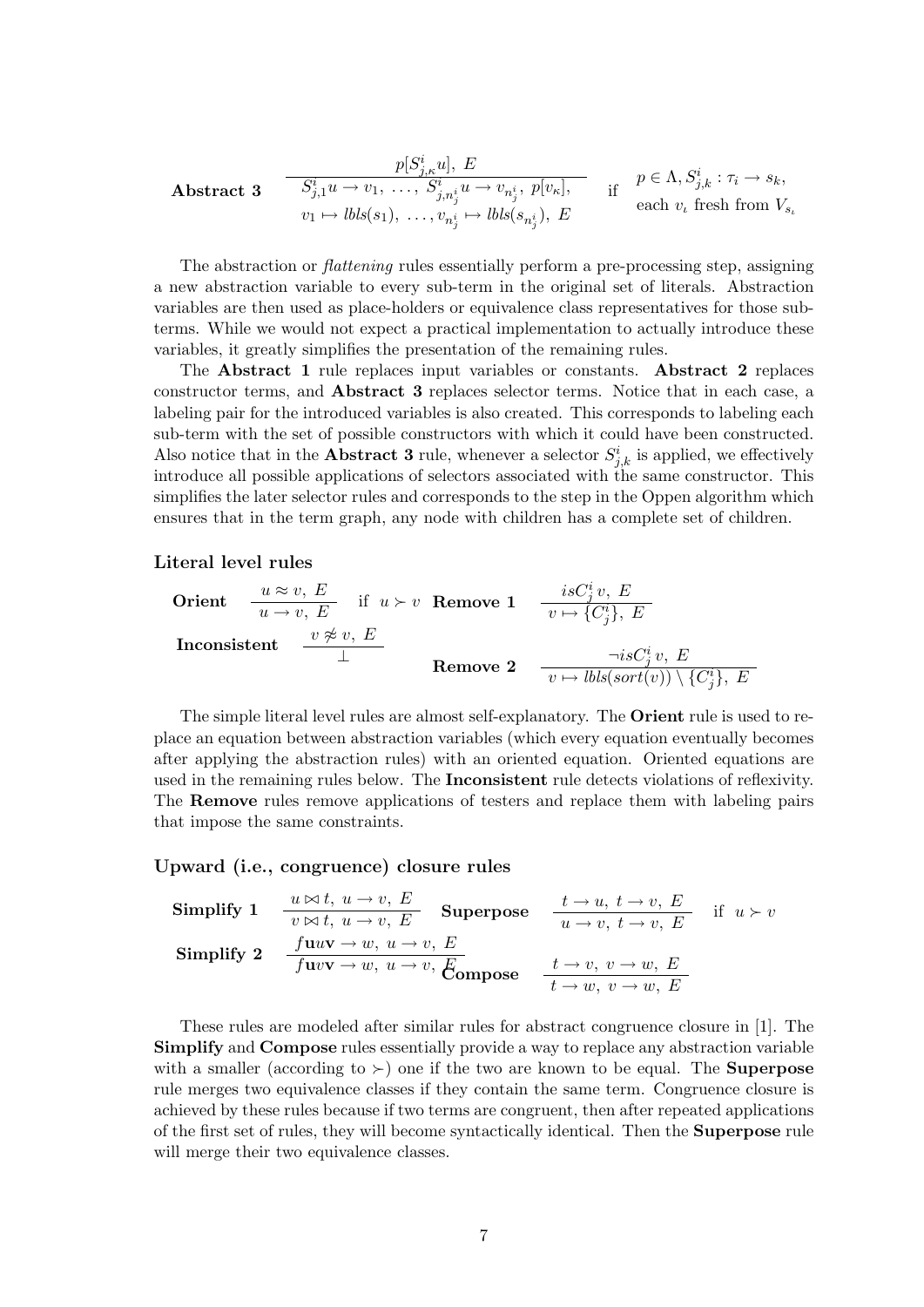**Abstract 3** 
$$\frac{p[S^i_{j,\kappa} u],\ E}{S^i_{j,1} u \to v_1,\ \ldots,\ S^i_{j,n^i_j} u \to v_{n^i_j},\ p[v_\kappa],\ v_1 \mapsto \mathit{lbls}(s_1),\ \ldots, v_{n^i_j} \mapsto \mathit{lbls}(s_{n^i_j}),\ E} \quad \text{if} \quad \begin{array}{l} p \in \Lambda, S^i_{j,k} : \tau_i \to s_k, \\ \text{each } v_\iota \text{ fresh from } V_{s_\iota} \end{array}$$

The abstraction or *flattening* rules essentially perform a pre-processing step, assigning a new abstraction variable to every sub-term in the original set of literals. Abstraction variables are then used as place-holders or equivalence class representatives for those sub-terms. While we would not expect a practical implementation to actually introduce these variables, it greatly simplifies the presentation of the remaining rules.

The **Abstract 1** rule replaces input variables or constants. **Abstract 2** replaces constructor terms, and **Abstract 3** replaces selector terms. Notice that in each case, a labeling pair for the introduced variables is also created. This corresponds to labeling each sub-term with the set of possible constructors with which it could have been constructed. Also notice that in the **Abstract 3** rule, whenever a selector $S^i_{j,k}$ is applied, we effectively introduce all possible applications of selectors associated with the same constructor. This simplifies the later selector rules and corresponds to the step in the Oppen algorithm which ensures that in the term graph, any node with children has a complete set of children.

### Literal level rules

**Orient** $\quad \dfrac{u \approx v,\ E}{u \to v,\ E}$ if $u \succ v$

**Remove 1** $\quad \dfrac{isC^i_j\, v,\ E}{v \mapsto \{C^i_j\},\ E}$

**Inconsistent** $\quad \dfrac{v \not\approx v,\ E}{\bot}$

**Remove 2** $\quad \dfrac{\neg isC^i_j\, v,\ E}{v \mapsto \mathit{lbls}(\mathit{sort}(v)) \setminus \{C^i_j\},\ E}$

The simple literal level rules are almost self-explanatory. The **Orient** rule is used to replace an equation between abstraction variables (which every equation eventually becomes after applying the abstraction rules) with an oriented equation. Oriented equations are used in the remaining rules below. The **Inconsistent** rule detects violations of reflexivity. The **Remove** rules remove applications of testers and replace them with labeling pairs that impose the same constraints.

### Upward (i.e., congruence) closure rules

**Simplify 1** $\quad \dfrac{u \bowtie t,\ u \to v,\ E}{v \bowtie t,\ u \to v,\ E}$

**Superpose** $\quad \dfrac{t \to u,\ t \to v,\ E}{u \to v,\ t \to v,\ E}$ if $u \succ v$

**Simplify 2** $\quad \dfrac{f\mathbf{u}u\mathbf{v} \to w,\ u \to v,\ E}{f\mathbf{u}v\mathbf{v} \to w,\ u \to v,\ E}$

**Compose** $\quad \dfrac{t \to v,\ v \to w,\ E}{t \to w,\ v \to w,\ E}$

These rules are modeled after similar rules for abstract congruence closure in [1]. The **Simplify** and **Compose** rules essentially provide a way to replace any abstraction variable with a smaller (according to $\succ$) one if the two are known to be equal. The **Superpose** rule merges two equivalence classes if they contain the same term. Congruence closure is achieved by these rules because if two terms are congruent, then after repeated applications of the first set of rules, they will become syntactically identical. Then the **Superpose** rule will merge their two equivalence classes.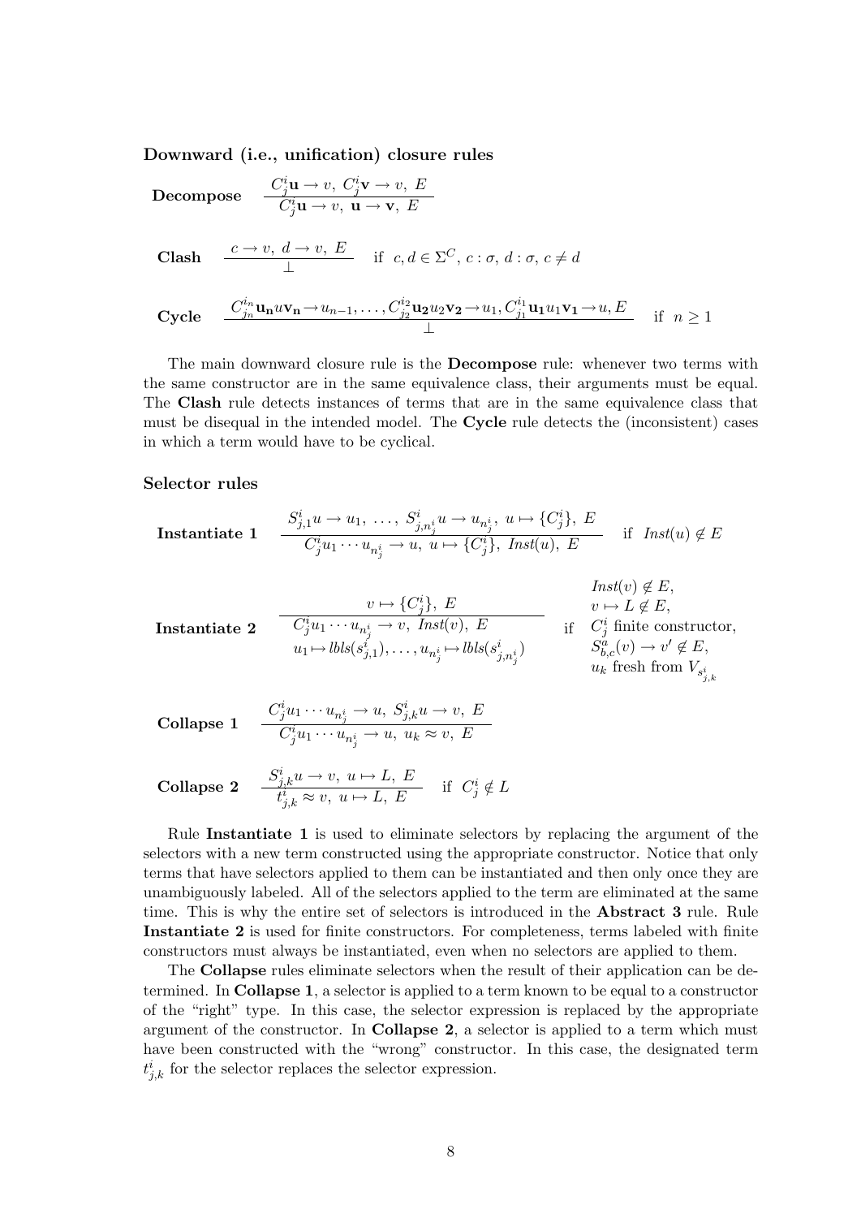### Downward (i.e., unification) closure rules

**Decompose** $$\frac{C^i_j\mathbf{u} \to v,\ C^i_j\mathbf{v} \to v,\ E}{C^i_j\mathbf{u} \to v,\ \mathbf{u} \to \mathbf{v},\ E}$$

**Clash** $$\frac{c \to v,\ d \to v,\ E}{\bot} \quad \text{if } c, d \in \Sigma^C,\ c : \sigma,\ d : \sigma,\ c \neq d$$

**Cycle** $$\frac{C^{i_n}_{j_n}\mathbf{u_n}u\mathbf{v_n} \to u_{n-1}, \ldots, C^{i_2}_{j_2}\mathbf{u_2}u_2\mathbf{v_2} \to u_1, C^{i_1}_{j_1}\mathbf{u_1}u_1\mathbf{v_1} \to u, E}{\bot} \quad \text{if } n \geq 1$$

The main downward closure rule is the **Decompose** rule: whenever two terms with the same constructor are in the same equivalence class, their arguments must be equal. The **Clash** rule detects instances of terms that are in the same equivalence class that must be disequal in the intended model. The **Cycle** rule detects the (inconsistent) cases in which a term would have to be cyclical.

### Selector rules

**Instantiate 1** $$\frac{S^i_{j,1}u \to u_1,\ \ldots,\ S^i_{j,n^i_j}u \to u_{n^i_j},\ u \mapsto \{C^i_j\},\ E}{C^i_j u_1 \cdots u_{n^i_j} \to u,\ u \mapsto \{C^i_j\},\ \mathit{Inst}(u),\ E} \quad \text{if } \mathit{Inst}(u) \notin E$$

**Instantiate 2** $$\frac{v \mapsto \{C^i_j\},\ E}{C^i_j u_1 \cdots u_{n^i_j} \to v,\ \mathit{Inst}(v),\ E \quad u_1 \mapsto \mathit{lbls}(s^i_{j,1}), \ldots, u_{n^i_j} \mapsto \mathit{lbls}(s^i_{j,n^i_j})} \quad \text{if } \begin{array}{l} \mathit{Inst}(v) \notin E, \\ v \mapsto L \notin E, \\ C^i_j \text{ finite constructor}, \\ S^a_{b,c}(v) \to v' \notin E, \\ u_k \text{ fresh from } V_{s^i_{j,k}} \end{array}$$

**Collapse 1** $$\frac{C^i_j u_1 \cdots u_{n^i_j} \to u,\ S^i_{j,k}u \to v,\ E}{C^i_j u_1 \cdots u_{n^i_j} \to u,\ u_k \approx v,\ E}$$

**Collapse 2** $$\frac{S^i_{j,k}u \to v,\ u \mapsto L,\ E}{t^i_{j,k} \approx v,\ u \mapsto L,\ E} \quad \text{if } C^i_j \notin L$$

Rule **Instantiate 1** is used to eliminate selectors by replacing the argument of the selectors with a new term constructed using the appropriate constructor. Notice that only terms that have selectors applied to them can be instantiated and then only once they are unambiguously labeled. All of the selectors applied to the term are eliminated at the same time. This is why the entire set of selectors is introduced in the **Abstract 3** rule. Rule **Instantiate 2** is used for finite constructors. For completeness, terms labeled with finite constructors must always be instantiated, even when no selectors are applied to them.

The **Collapse** rules eliminate selectors when the result of their application can be determined. In **Collapse 1**, a selector is applied to a term known to be equal to a constructor of the "right" type. In this case, the selector expression is replaced by the appropriate argument of the constructor. In **Collapse 2**, a selector is applied to a term which must have been constructed with the "wrong" constructor. In this case, the designated term $t^i_{j,k}$ for the selector replaces the selector expression.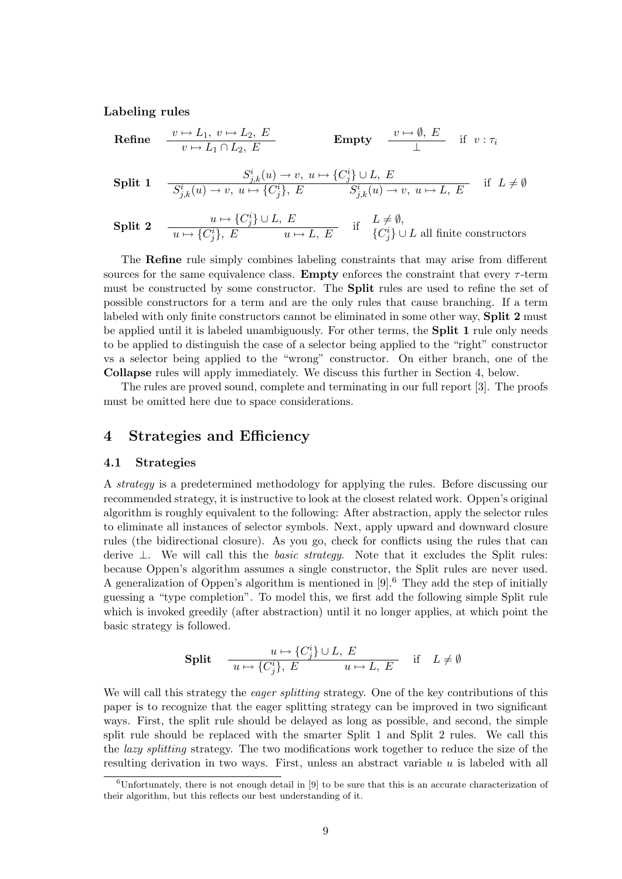**Labeling rules**

$$\textbf{Refine} \quad \frac{v \mapsto L_1,\ v \mapsto L_2,\ E}{v \mapsto L_1 \cap L_2,\ E} \qquad\qquad \textbf{Empty} \quad \frac{v \mapsto \emptyset,\ E}{\bot} \quad \text{if } v : \tau_i$$

$$\textbf{Split 1} \quad \frac{S^i_{j,k}(u) \to v,\ u \mapsto \{C^i_j\} \cup L,\ E}{S^i_{j,k}(u) \to v,\ u \mapsto \{C^i_j\},\ E \qquad S^i_{j,k}(u) \to v,\ u \mapsto L,\ E} \quad \text{if } L \neq \emptyset$$

$$\textbf{Split 2} \quad \frac{u \mapsto \{C^i_j\} \cup L,\ E}{u \mapsto \{C^i_j\},\ E \qquad u \mapsto L,\ E} \quad \text{if} \begin{array}{l} L \neq \emptyset, \\ \{C^i_j\} \cup L \text{ all finite constructors} \end{array}$$

The **Refine** rule simply combines labeling constraints that may arise from different sources for the same equivalence class. **Empty** enforces the constraint that every $\tau$-term must be constructed by some constructor. The **Split** rules are used to refine the set of possible constructors for a term and are the only rules that cause branching. If a term labeled with only finite constructors cannot be eliminated in some other way, **Split 2** must be applied until it is labeled unambiguously. For other terms, the **Split 1** rule only needs to be applied to distinguish the case of a selector being applied to the "right" constructor vs a selector being applied to the "wrong" constructor. On either branch, one of the **Collapse** rules will apply immediately. We discuss this further in Section 4, below.

The rules are proved sound, complete and terminating in our full report [3]. The proofs must be omitted here due to space considerations.

## 4 Strategies and Efficiency

### 4.1 Strategies

A *strategy* is a predetermined methodology for applying the rules. Before discussing our recommended strategy, it is instructive to look at the closest related work. Oppen's original algorithm is roughly equivalent to the following: After abstraction, apply the selector rules to eliminate all instances of selector symbols. Next, apply upward and downward closure rules (the bidirectional closure). As you go, check for conflicts using the rules that can derive $\bot$. We will call this the *basic strategy*. Note that it excludes the Split rules: because Oppen's algorithm assumes a single constructor, the Split rules are never used. A generalization of Oppen's algorithm is mentioned in [9].[6] They add the step of initially guessing a "type completion". To model this, we first add the following simple Split rule which is invoked greedily (after abstraction) until it no longer applies, at which point the basic strategy is followed.

$$\textbf{Split} \quad \frac{u \mapsto \{C^i_j\} \cup L,\ E}{u \mapsto \{C^i_j\},\ E \qquad u \mapsto L,\ E} \quad \text{if} \quad L \neq \emptyset$$

We will call this strategy the *eager splitting* strategy. One of the key contributions of this paper is to recognize that the eager splitting strategy can be improved in two significant ways. First, the split rule should be delayed as long as possible, and second, the simple split rule should be replaced with the smarter Split 1 and Split 2 rules. We call this the *lazy splitting* strategy. The two modifications work together to reduce the size of the resulting derivation in two ways. First, unless an abstract variable $u$ is labeled with all

[6] Unfortunately, there is not enough detail in [9] to be sure that this is an accurate characterization of their algorithm, but this reflects our best understanding of it.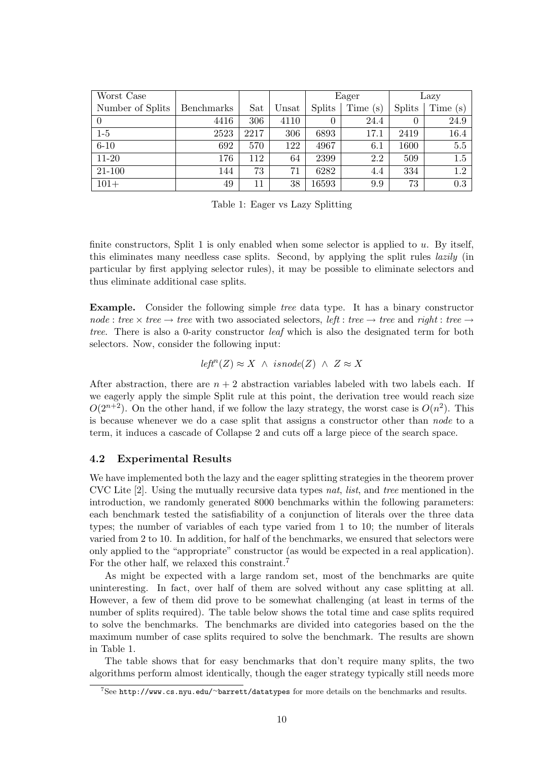| Worst Case | | | | Eager | | Lazy | |
|---|---|---|---|---|---|---|---|
| Number of Splits | Benchmarks | Sat | Unsat | Splits | Time (s) | Splits | Time (s) |
| 0 | 4416 | 306 | 4110 | 0 | 24.4 | 0 | 24.9 |
| 1-5 | 2523 | 2217 | 306 | 6893 | 17.1 | 2419 | 16.4 |
| 6-10 | 692 | 570 | 122 | 4967 | 6.1 | 1600 | 5.5 |
| 11-20 | 176 | 112 | 64 | 2399 | 2.2 | 509 | 1.5 |
| 21-100 | 144 | 73 | 71 | 6282 | 4.4 | 334 | 1.2 |
| 101+ | 49 | 11 | 38 | 16593 | 9.9 | 73 | 0.3 |

Table 1: Eager vs Lazy Splitting

finite constructors, Split 1 is only enabled when some selector is applied to $u$. By itself, this eliminates many needless case splits. Second, by applying the split rules *lazily* (in particular by first applying selector rules), it may be possible to eliminate selectors and thus eliminate additional case splits.

**Example.** Consider the following simple *tree* data type. It has a binary constructor $node : tree \times tree \rightarrow tree$ with two associated selectors, $left : tree \rightarrow tree$ and $right : tree \rightarrow tree$. There is also a 0-arity constructor *leaf* which is also the designated term for both selectors. Now, consider the following input:

$$left^n(Z) \approx X \ \wedge \ isnode(Z) \ \wedge \ Z \approx X$$

After abstraction, there are $n + 2$ abstraction variables labeled with two labels each. If we eagerly apply the simple Split rule at this point, the derivation tree would reach size $O(2^{n+2})$. On the other hand, if we follow the lazy strategy, the worst case is $O(n^2)$. This is because whenever we do a case split that assigns a constructor other than *node* to a term, it induces a cascade of Collapse 2 and cuts off a large piece of the search space.

### 4.2 Experimental Results

We have implemented both the lazy and the eager splitting strategies in the theorem prover CVC Lite [2]. Using the mutually recursive data types *nat*, *list*, and *tree* mentioned in the introduction, we randomly generated 8000 benchmarks within the following parameters: each benchmark tested the satisfiability of a conjunction of literals over the three data types; the number of variables of each type varied from 1 to 10; the number of literals varied from 2 to 10. In addition, for half of the benchmarks, we ensured that selectors were only applied to the "appropriate" constructor (as would be expected in a real application). For the other half, we relaxed this constraint.[7]

As might be expected with a large random set, most of the benchmarks are quite uninteresting. In fact, over half of them are solved without any case splitting at all. However, a few of them did prove to be somewhat challenging (at least in terms of the number of splits required). The table below shows the total time and case splits required to solve the benchmarks. The benchmarks are divided into categories based on the the maximum number of case splits required to solve the benchmark. The results are shown in Table 1.

The table shows that for easy benchmarks that don't require many splits, the two algorithms perform almost identically, though the eager strategy typically still needs more

[7] See http://www.cs.nyu.edu/~barrett/datatypes for more details on the benchmarks and results.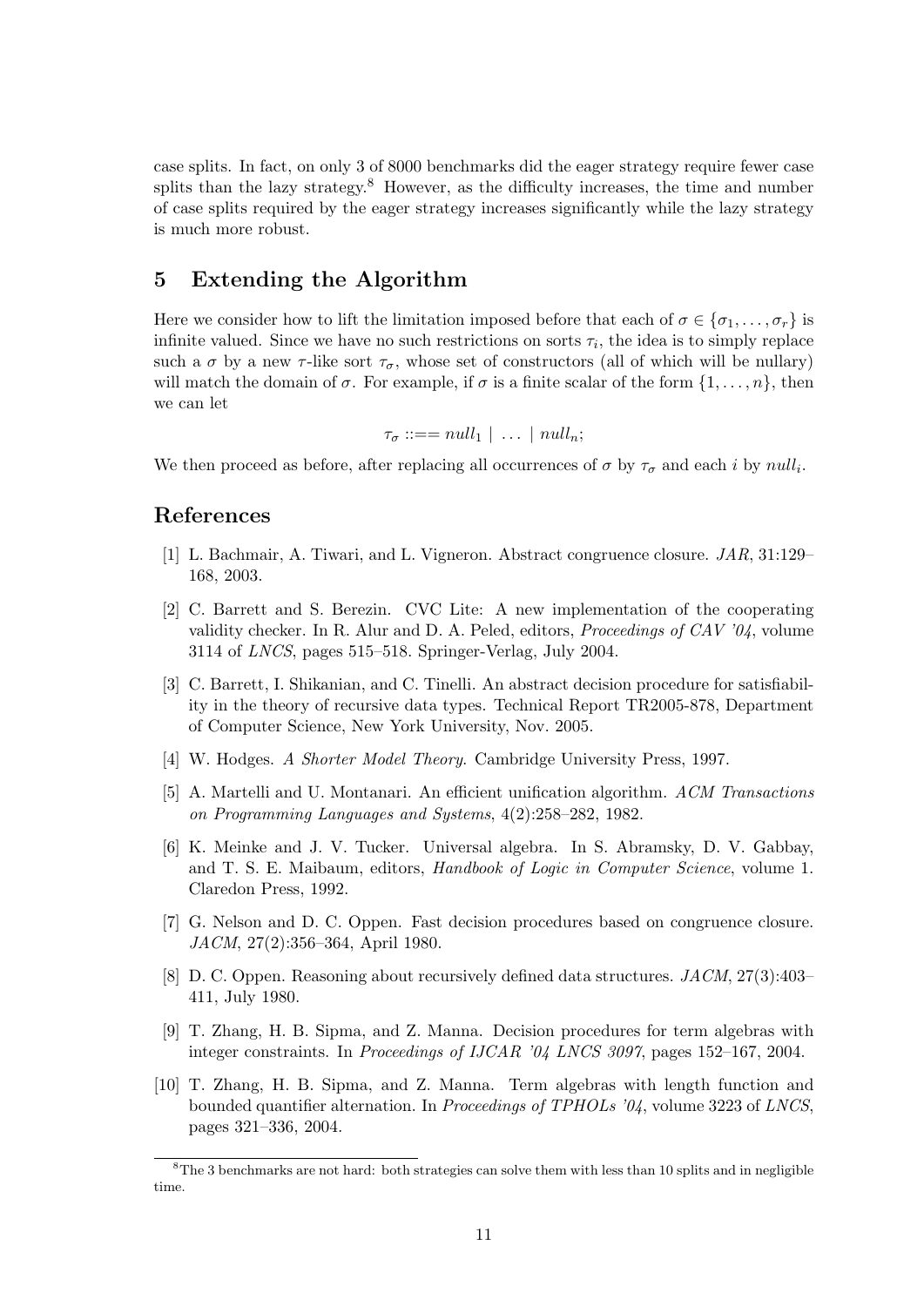case splits. In fact, on only 3 of 8000 benchmarks did the eager strategy require fewer case splits than the lazy strategy.[8] However, as the difficulty increases, the time and number of case splits required by the eager strategy increases significantly while the lazy strategy is much more robust.

## 5 Extending the Algorithm

Here we consider how to lift the limitation imposed before that each of $\sigma \in \{\sigma_1, \dots, \sigma_r\}$ is infinite valued. Since we have no such restrictions on sorts $\tau_i$, the idea is to simply replace such a $\sigma$ by a new $\tau$-like sort $\tau_\sigma$, whose set of constructors (all of which will be nullary) will match the domain of $\sigma$. For example, if $\sigma$ is a finite scalar of the form $\{1, \dots, n\}$, then we can let

$$\tau_\sigma ::== null_1 \mid \dots \mid null_n;$$

We then proceed as before, after replacing all occurrences of $\sigma$ by $\tau_\sigma$ and each $i$ by $null_i$.

## References

[1] L. Bachmair, A. Tiwari, and L. Vigneron. Abstract congruence closure. *JAR*, 31:129–168, 2003.

[2] C. Barrett and S. Berezin. CVC Lite: A new implementation of the cooperating validity checker. In R. Alur and D. A. Peled, editors, *Proceedings of CAV '04*, volume 3114 of *LNCS*, pages 515–518. Springer-Verlag, July 2004.

[3] C. Barrett, I. Shikanian, and C. Tinelli. An abstract decision procedure for satisfiability in the theory of recursive data types. Technical Report TR2005-878, Department of Computer Science, New York University, Nov. 2005.

[4] W. Hodges. *A Shorter Model Theory*. Cambridge University Press, 1997.

[5] A. Martelli and U. Montanari. An efficient unification algorithm. *ACM Transactions on Programming Languages and Systems*, 4(2):258–282, 1982.

[6] K. Meinke and J. V. Tucker. Universal algebra. In S. Abramsky, D. V. Gabbay, and T. S. E. Maibaum, editors, *Handbook of Logic in Computer Science*, volume 1. Claredon Press, 1992.

[7] G. Nelson and D. C. Oppen. Fast decision procedures based on congruence closure. *JACM*, 27(2):356–364, April 1980.

[8] D. C. Oppen. Reasoning about recursively defined data structures. *JACM*, 27(3):403–411, July 1980.

[9] T. Zhang, H. B. Sipma, and Z. Manna. Decision procedures for term algebras with integer constraints. In *Proceedings of IJCAR '04 LNCS 3097*, pages 152–167, 2004.

[10] T. Zhang, H. B. Sipma, and Z. Manna. Term algebras with length function and bounded quantifier alternation. In *Proceedings of TPHOLs '04*, volume 3223 of *LNCS*, pages 321–336, 2004.

[8] The 3 benchmarks are not hard: both strategies can solve them with less than 10 splits and in negligible time.